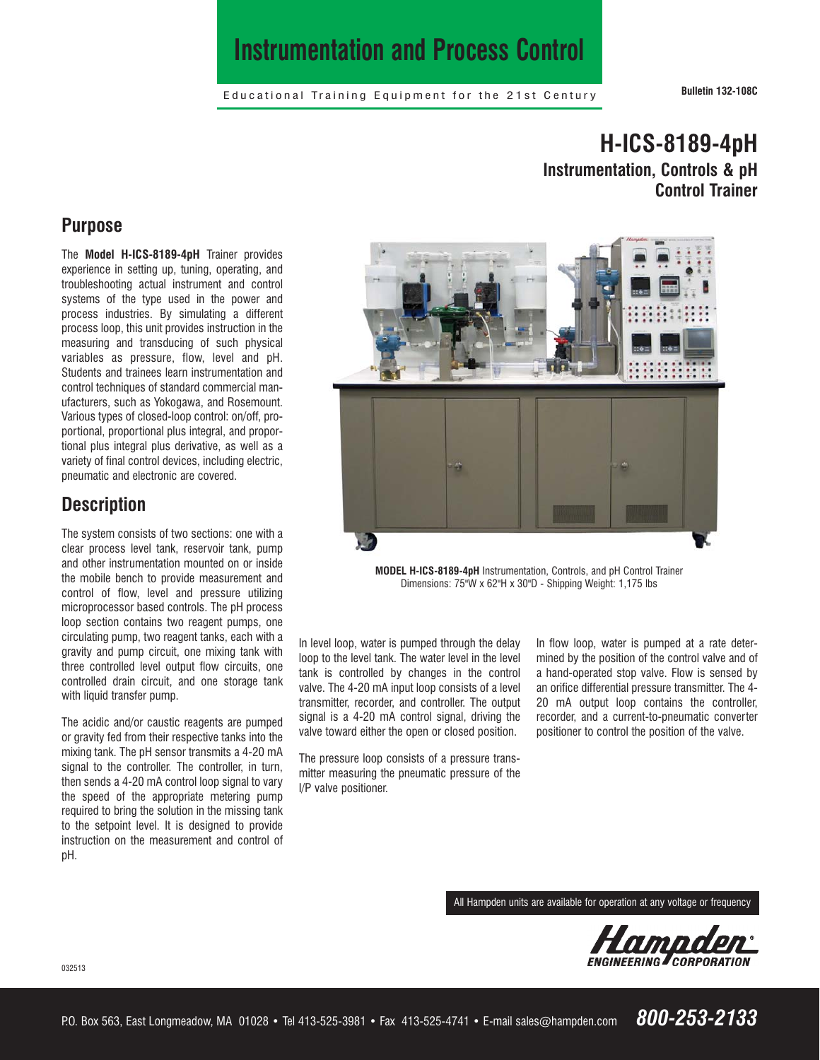# Instrumentation and Process Control

Educational Training Equipment for the 21st Century

**Bulletin 132-108C**

## H-ICS-8189-4pH

### Instrumentation, Controls & pH Control Trainer

## Purpose

The **Model H-ICS-8189-4pH** Trainer provides experience in setting up, tuning, operating, and troubleshooting actual instrument and control systems of the type used in the power and process industries. By simulating a different process loop, this unit provides instruction in the measuring and transducing of such physical variables as pressure, flow, level and pH. Students and trainees learn instrumentation and control techniques of standard commercial manufacturers, such as Yokogawa, and Rosemount. Various types of closed-loop control: on/off, proportional, proportional plus integral, and proportional plus integral plus derivative, as well as a variety of final control devices, including electric, pneumatic and electronic are covered.

## Description

The system consists of two sections: one with a clear process level tank, reservoir tank, pump and other instrumentation mounted on or inside the mobile bench to provide measurement and control of flow, level and pressure utilizing microprocessor based controls. The pH process loop section contains two reagent pumps, one circulating pump, two reagent tanks, each with a gravity and pump circuit, one mixing tank with three controlled level output flow circuits, one controlled drain circuit, and one storage tank with liquid transfer pump.

The acidic and/or caustic reagents are pumped or gravity fed from their respective tanks into the mixing tank. The pH sensor transmits a 4-20 mA signal to the controller. The controller, in turn, then sends a 4-20 mA control loop signal to vary the speed of the appropriate metering pump required to bring the solution in the missing tank to the setpoint level. It is designed to provide instruction on the measurement and control of pH.

**MODEL H-ICS-8189-4pH** Instrumentation, Controls, and pH Control Trainer
Dimensions: 75"W x 62"H x 30"D - Shipping Weight: 1,175 lbs

In level loop, water is pumped through the delay loop to the level tank. The water level in the level tank is controlled by changes in the control valve. The 4-20 mA input loop consists of a level transmitter, recorder, and controller. The output signal is a 4-20 mA control signal, driving the valve toward either the open or closed position.

The pressure loop consists of a pressure transmitter measuring the pneumatic pressure of the I/P valve positioner.

In flow loop, water is pumped at a rate determined by the position of the control valve and of a hand-operated stop valve. Flow is sensed by an orifice differential pressure transmitter. The 4-20 mA output loop contains the controller, recorder, and a current-to-pneumatic converter positioner to control the position of the valve.

All Hampden units are available for operation at any voltage or frequency

Hampden® ENGINEERING CORPORATION

032513

P.O. Box 563, East Longmeadow, MA 01028 • Tel 413-525-3981 • Fax 413-525-4741 • E-mail sales@hampden.com **800-253-2133**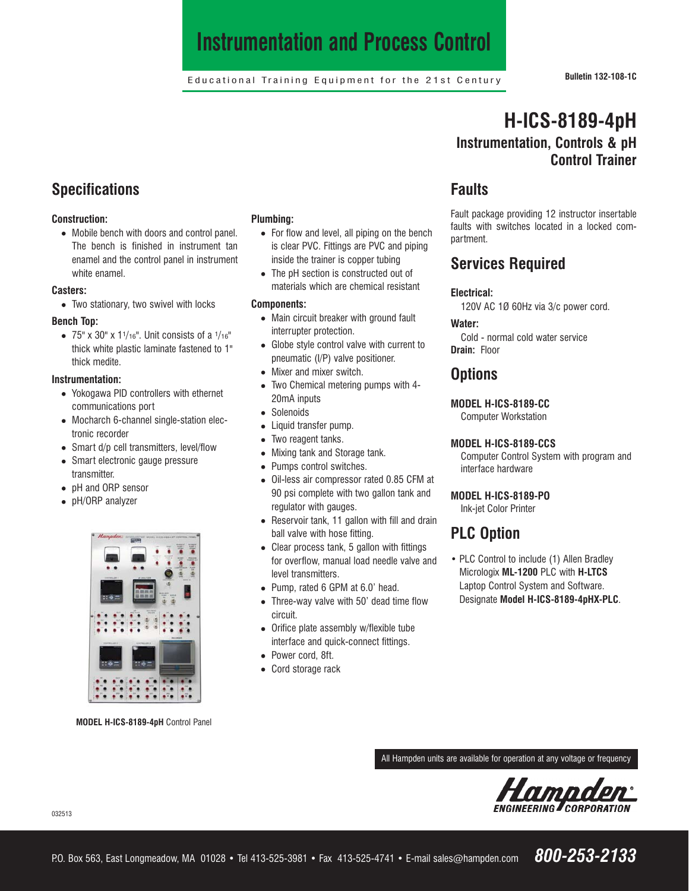# Instrumentation and Process Control

Educational Training Equipment for the 21st Century

Bulletin 132-108-1C

# H-ICS-8189-4pH

## Instrumentation, Controls & pH Control Trainer

## Specifications

### Construction:

- Mobile bench with doors and control panel. The bench is finished in instrument tan enamel and the control panel in instrument white enamel.

### Casters:

- Two stationary, two swivel with locks

### Bench Top:

- 75" x 30" x 1 1/16". Unit consists of a 1/16" thick white plastic laminate fastened to 1" thick medite.

### Instrumentation:

- Yokogawa PID controllers with ethernet communications port
- Mocharch 6-channel single-station electronic recorder
- Smart d/p cell transmitters, level/flow
- Smart electronic gauge pressure transmitter.
- pH and ORP sensor
- pH/ORP analyzer

**MODEL H-ICS-8189-4pH** Control Panel

### Plumbing:

- For flow and level, all piping on the bench is clear PVC. Fittings are PVC and piping inside the trainer is copper tubing
- The pH section is constructed out of materials which are chemical resistant

### Components:

- Main circuit breaker with ground fault interrupter protection.
- Globe style control valve with current to pneumatic (I/P) valve positioner.
- Mixer and mixer switch.
- Two Chemical metering pumps with 4-20mA inputs
- Solenoids
- Liquid transfer pump.
- Two reagent tanks.
- Mixing tank and Storage tank.
- Pumps control switches.
- Oil-less air compressor rated 0.85 CFM at 90 psi complete with two gallon tank and regulator with gauges.
- Reservoir tank, 11 gallon with fill and drain ball valve with hose fitting.
- Clear process tank, 5 gallon with fittings for overflow, manual load needle valve and level transmitters.
- Pump, rated 6 GPM at 6.0' head.
- Three-way valve with 50' dead time flow circuit.
- Orifice plate assembly w/flexible tube interface and quick-connect fittings.
- Power cord, 8ft.
- Cord storage rack

## Faults

Fault package providing 12 instructor insertable faults with switches located in a locked compartment.

## Services Required

### Electrical:

120V AC 1Ø 60Hz via 3/c power cord.

### Water:

Cold - normal cold water service

**Drain:** Floor

## Options

**MODEL H-ICS-8189-CC**
Computer Workstation

**MODEL H-ICS-8189-CCS**
Computer Control System with program and interface hardware

**MODEL H-ICS-8189-PO**
Ink-jet Color Printer

## PLC Option

- PLC Control to include (1) Allen Bradley Micrologix **ML-1200** PLC with **H-LTCS** Laptop Control System and Software. Designate **Model H-ICS-8189-4pHX-PLC**.

All Hampden units are available for operation at any voltage or frequency

Hampden ENGINEERING CORPORATION

032513

P.O. Box 563, East Longmeadow, MA 01028 • Tel 413-525-3981 • Fax 413-525-4741 • E-mail sales@hampden.com **800-253-2133**